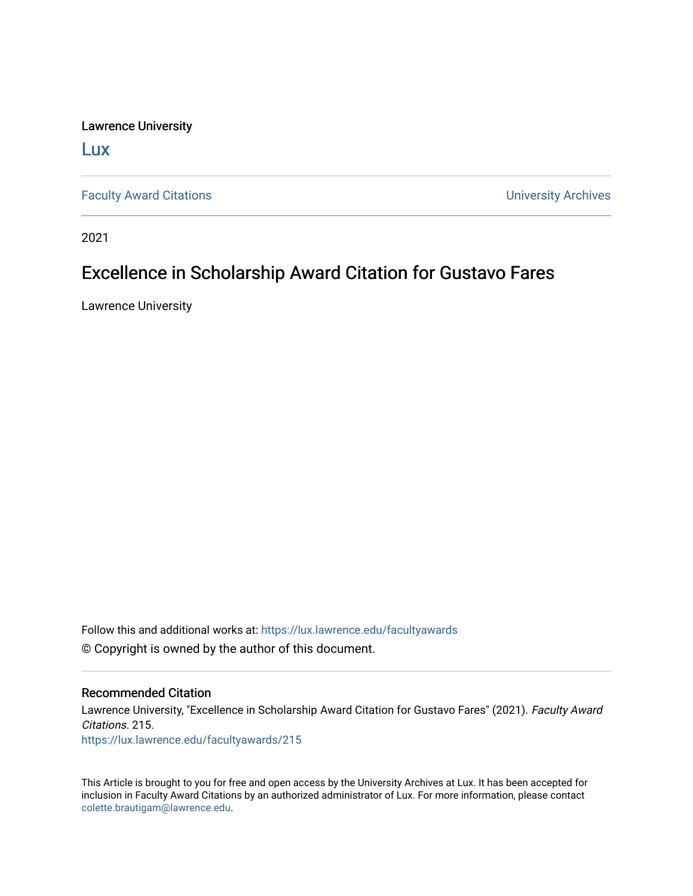Lawrence University

Lux

Faculty Award Citations

University Archives

2021

# Excellence in Scholarship Award Citation for Gustavo Fares

Lawrence University

Follow this and additional works at: https://lux.lawrence.edu/facultyawards

© Copyright is owned by the author of this document.

## Recommended Citation

Lawrence University, "Excellence in Scholarship Award Citation for Gustavo Fares" (2021). *Faculty Award Citations*. 215.
https://lux.lawrence.edu/facultyawards/215

This Article is brought to you for free and open access by the University Archives at Lux. It has been accepted for inclusion in Faculty Award Citations by an authorized administrator of Lux. For more information, please contact colette.brautigam@lawrence.edu.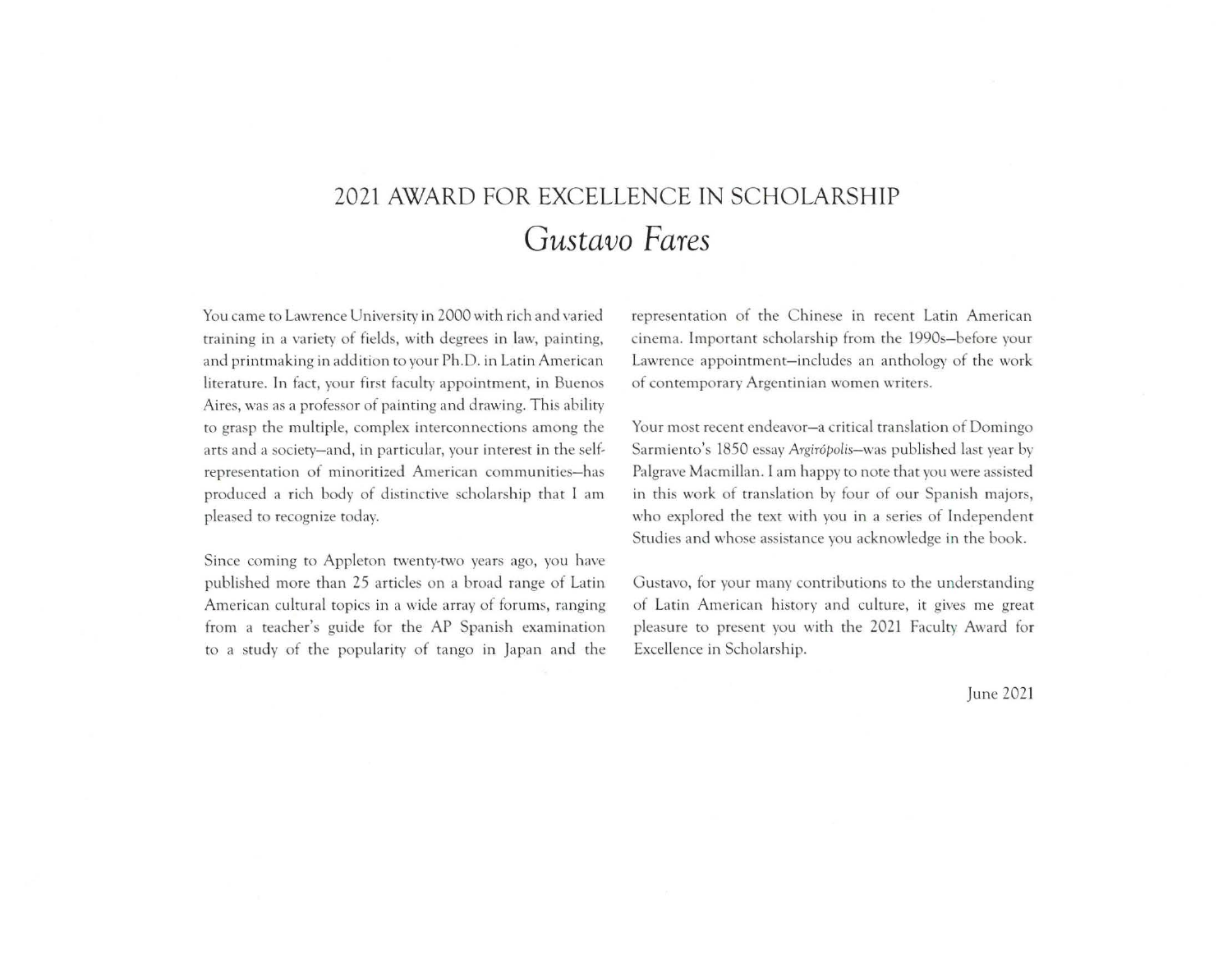# 2021 AWARD FOR EXCELLENCE IN SCHOLARSHIP

## *Gustavo Fares*

You came to Lawrence University in 2000 with rich and varied training in a variety of fields, with degrees in law, painting, and printmaking in addition to your Ph.D. in Latin American literature. In fact, your first faculty appointment, in Buenos Aires, was as a professor of painting and drawing. This ability to grasp the multiple, complex interconnections among the arts and a society—and, in particular, your interest in the self-representation of minoritized American communities—has produced a rich body of distinctive scholarship that I am pleased to recognize today.

Since coming to Appleton twenty-two years ago, you have published more than 25 articles on a broad range of Latin American cultural topics in a wide array of forums, ranging from a teacher's guide for the AP Spanish examination to a study of the popularity of tango in Japan and the representation of the Chinese in recent Latin American cinema. Important scholarship from the 1990s—before your Lawrence appointment—includes an anthology of the work of contemporary Argentinian women writers.

Your most recent endeavor—a critical translation of Domingo Sarmiento's 1850 essay *Argirópolis*—was published last year by Palgrave Macmillan. I am happy to note that you were assisted in this work of translation by four of our Spanish majors, who explored the text with you in a series of Independent Studies and whose assistance you acknowledge in the book.

Gustavo, for your many contributions to the understanding of Latin American history and culture, it gives me great pleasure to present you with the 2021 Faculty Award for Excellence in Scholarship.

June 2021